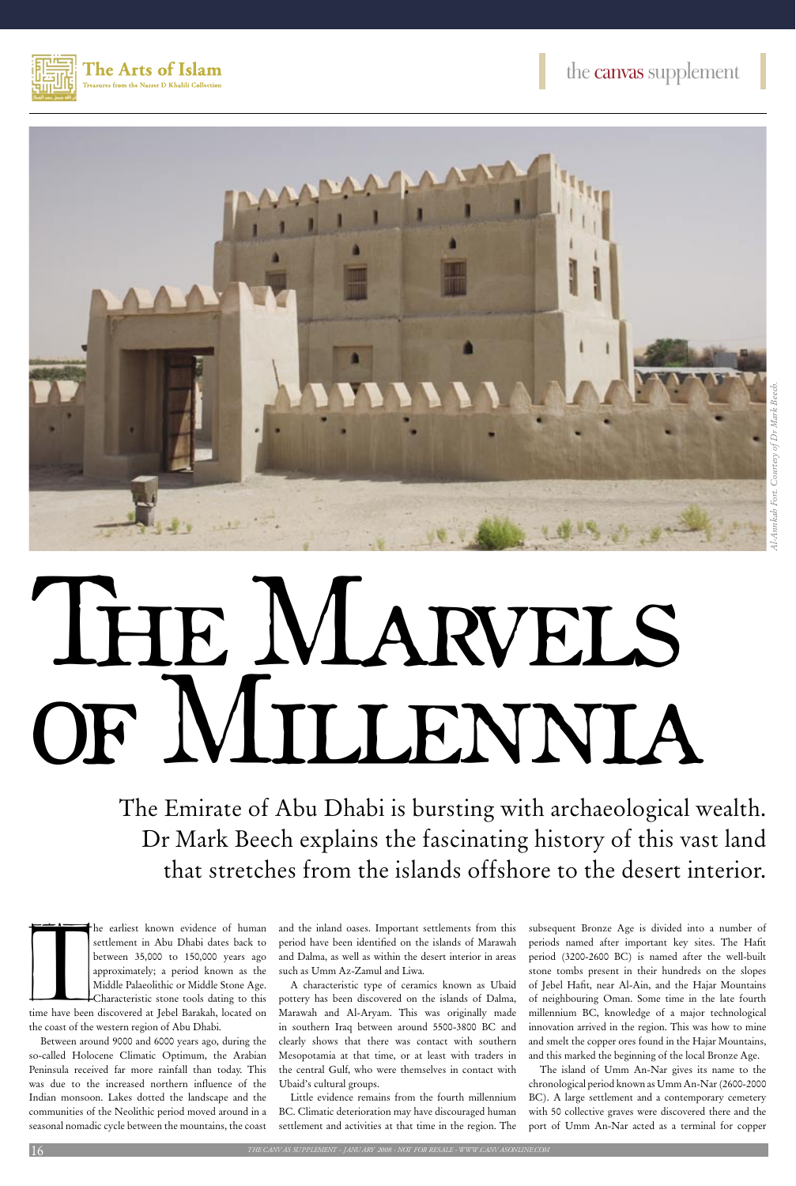# The Marvels of Millennia

The Emirate of Abu Dhabi is bursting with archaeological wealth. Dr Mark Beech explains the fascinating history of this vast land that stretches from the islands offshore to the desert interior.

*Al-Ainkah Fort. Courtesy of Dr Mark Beech.*

The earliest known evidence of human settlement in Abu Dhabi dates back to between 35,000 to 150,000 years ago approximately; a period known as the Middle Palaeolithic or Middle Stone Age. Characteristic stone tools dating to this time have been discovered at Jebel Barakah, located on the coast of the western region of Abu Dhabi.

Between around 9000 and 6000 years ago, during the so-called Holocene Climatic Optimum, the Arabian Peninsula received far more rainfall than today. This was due to the increased northern influence of the Indian monsoon. Lakes dotted the landscape and the communities of the Neolithic period moved around in a seasonal nomadic cycle between the mountains, the coast and the inland oases. Important settlements from this period have been identified on the islands of Marawah and Dalma, as well as within the desert interior in areas such as Umm Az-Zamul and Liwa.

A characteristic type of ceramics known as Ubaid pottery has been discovered on the islands of Dalma, Marawah and Al-Aryam. This was originally made in southern Iraq between around 5500-3800 BC and clearly shows that there was contact with southern Mesopotamia at that time, or at least with traders in the central Gulf, who were themselves in contact with Ubaid's cultural groups.

Little evidence remains from the fourth millennium BC. Climatic deterioration may have discouraged human settlement and activities at that time in the region. The subsequent Bronze Age is divided into a number of periods named after important key sites. The Hafit period (3200-2600 BC) is named after the well-built stone tombs present in their hundreds on the slopes of Jebel Hafit, near Al-Ain, and the Hajar Mountains of neighbouring Oman. Some time in the late fourth millennium BC, knowledge of a major technological innovation arrived in the region. This was how to mine and smelt the copper ores found in the Hajar Mountains, and this marked the beginning of the local Bronze Age.

The island of Umm An-Nar gives its name to the chronological period known as Umm An-Nar (2600-2000 BC). A large settlement and a contemporary cemetery with 50 collective graves were discovered there and the port of Umm An-Nar acted as a terminal for copper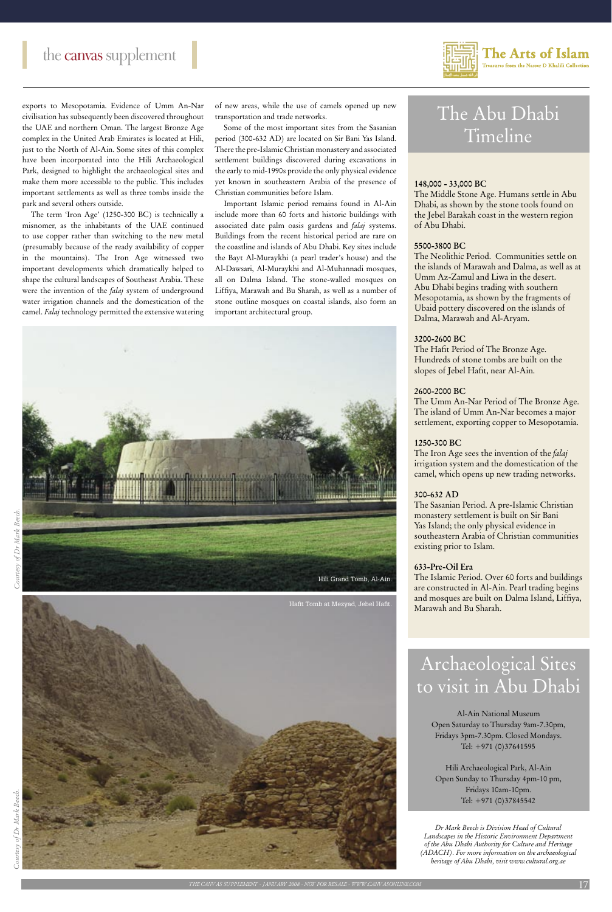exports to Mesopotamia. Evidence of Umm An-Nar civilisation has subsequently been discovered throughout the UAE and northern Oman. The largest Bronze Age complex in the United Arab Emirates is located at Hili, just to the North of Al-Ain. Some sites of this complex have been incorporated into the Hili Archaeological Park, designed to highlight the archaeological sites and make them more accessible to the public. This includes important settlements as well as three tombs inside the park and several others outside.

The term 'Iron Age' (1250-300 BC) is technically a misnomer, as the inhabitants of the UAE continued to use copper rather than switching to the new metal (presumably because of the ready availability of copper in the mountains). The Iron Age witnessed two important developments which dramatically helped to shape the cultural landscapes of Southeast Arabia. These were the invention of the *falaj* system of underground water irrigation channels and the domestication of the camel. *Falaj* technology permitted the extensive watering of new areas, while the use of camels opened up new transportation and trade networks.

Some of the most important sites from the Sasanian period (300-632 AD) are located on Sir Bani Yas Island. There the pre-Islamic Christian monastery and associated settlement buildings discovered during excavations in the early to mid-1990s provide the only physical evidence yet known in southeastern Arabia of the presence of Christian communities before Islam.

Important Islamic period remains found in Al-Ain include more than 60 forts and historic buildings with associated date palm oasis gardens and *falaj* systems. Buildings from the recent historical period are rare on the coastline and islands of Abu Dhabi. Key sites include the Bayt Al-Muraykhi (a pearl trader's house) and the Al-Dawsari, Al-Muraykhi and Al-Muhannadi mosques, all on Dalma Island. The stone-walled mosques on Liffiya, Marawah and Bu Sharah, as well as a number of stone outline mosques on coastal islands, also form an important architectural group.

Hili Grand Tomb, Al-Ain.

Courtesy of Dr Mark Beech.

Hafit Tomb at Mezyad, Jebel Hafit.

Courtesy of Dr Mark Beech.

# The Abu Dhabi Timeline

**148,000 - 33,000 BC**
The Middle Stone Age. Humans settle in Abu Dhabi, as shown by the stone tools found on the Jebel Barakah coast in the western region of Abu Dhabi.

**5500-3800 BC**
The Neolithic Period. Communities settle on the islands of Marawah and Dalma, as well as at Umm Az-Zamul and Liwa in the desert. Abu Dhabi begins trading with southern Mesopotamia, as shown by the fragments of Ubaid pottery discovered on the islands of Dalma, Marawah and Al-Aryam.

**3200-2600 BC**
The Hafit Period of The Bronze Age. Hundreds of stone tombs are built on the slopes of Jebel Hafit, near Al-Ain.

**2600-2000 BC**
The Umm An-Nar Period of The Bronze Age. The island of Umm An-Nar becomes a major settlement, exporting copper to Mesopotamia.

**1250-300 BC**
The Iron Age sees the invention of the *falaj* irrigation system and the domestication of the camel, which opens up new trading networks.

**300-632 AD**
The Sasanian Period. A pre-Islamic Christian monastery settlement is built on Sir Bani Yas Island; the only physical evidence in southeastern Arabia of Christian communities existing prior to Islam.

**633-Pre-Oil Era**
The Islamic Period. Over 60 forts and buildings are constructed in Al-Ain. Pearl trading begins and mosques are built on Dalma Island, Liffiya, Marawah and Bu Sharah.

# Archaeological Sites to visit in Abu Dhabi

Al-Ain National Museum
Open Saturday to Thursday 9am-7.30pm, Fridays 3pm-7.30pm. Closed Mondays.
Tel: +971 (0)37641595

Hili Archaeological Park, Al-Ain
Open Sunday to Thursday 4pm-10 pm, Fridays 10am-10pm.
Tel: +971 (0)37845542

*Dr Mark Beech is Division Head of Cultural Landscapes in the Historic Environment Department of the Abu Dhabi Authority for Culture and Heritage (ADACH). For more information on the archaeological heritage of Abu Dhabi, visit www.cultural.org.ae*